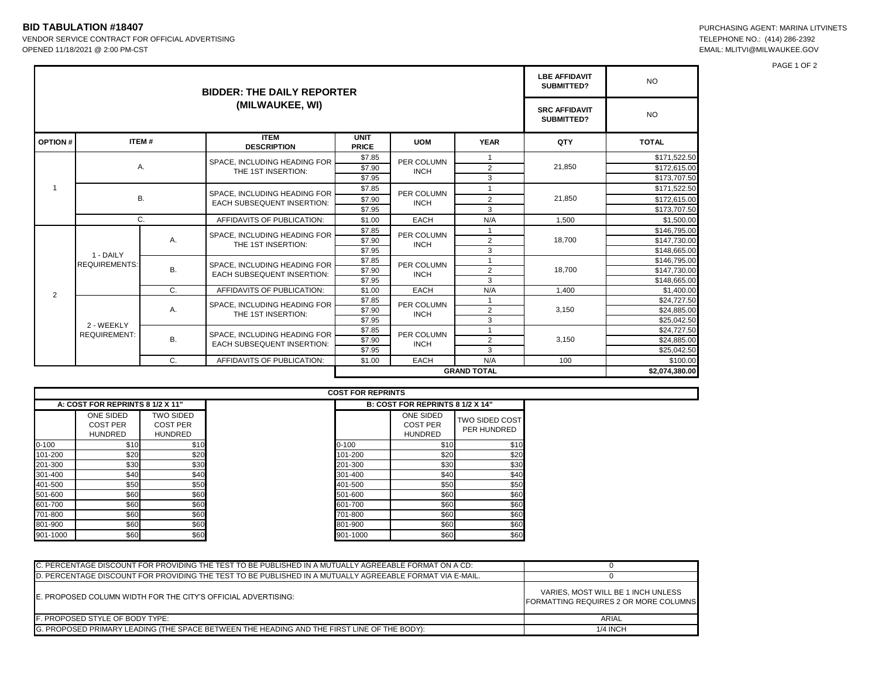**BID TABULATION #18407**

VENDOR SERVICE CONTRACT FOR OFFICIAL ADVERTISING
OPENED 11/18/2021 @ 2:00 PM-CST

PURCHASING AGENT: MARINA LITVINETS
TELEPHONE NO.: (414) 286-2392
EMAIL: MLITVI@MILWAUKEE.GOV

## BIDDER: THE DAILY REPORTER (MILWAUKEE, WI)

| LBE AFFIDAVIT SUBMITTED? | NO |
|---|---|
| SRC AFFIDAVIT SUBMITTED? | NO |

| OPTION # | ITEM # | | ITEM DESCRIPTION | UNIT PRICE | UOM | YEAR | QTY | TOTAL |
|---|---|---|---|---|---|---|---|---|
| 1 | A. | | SPACE, INCLUDING HEADING FOR THE 1ST INSERTION: | $7.85 | PER COLUMN INCH | 1 | 21,850 | $171,522.50 |
| | | | | $7.90 | | 2 | | $172,615.00 |
| | | | | $7.95 | | 3 | | $173,707.50 |
| | B. | | SPACE, INCLUDING HEADING FOR EACH SUBSEQUENT INSERTION: | $7.85 | PER COLUMN INCH | 1 | 21,850 | $171,522.50 |
| | | | | $7.90 | | 2 | | $172,615.00 |
| | | | | $7.95 | | 3 | | $173,707.50 |
| | C. | | AFFIDAVITS OF PUBLICATION: | $1.00 | EACH | N/A | 1,500 | $1,500.00 |
| 2 | 1 - DAILY REQUIREMENTS: | A. | SPACE, INCLUDING HEADING FOR THE 1ST INSERTION: | $7.85 | PER COLUMN INCH | 1 | 18,700 | $146,795.00 |
| | | | | $7.90 | | 2 | | $147,730.00 |
| | | | | $7.95 | | 3 | | $148,665.00 |
| | | B. | SPACE, INCLUDING HEADING FOR EACH SUBSEQUENT INSERTION: | $7.85 | PER COLUMN INCH | 1 | 18,700 | $146,795.00 |
| | | | | $7.90 | | 2 | | $147,730.00 |
| | | | | $7.95 | | 3 | | $148,665.00 |
| | | C. | AFFIDAVITS OF PUBLICATION: | $1.00 | EACH | N/A | 1,400 | $1,400.00 |
| | 2 - WEEKLY REQUIREMENT: | A. | SPACE, INCLUDING HEADING FOR THE 1ST INSERTION: | $7.85 | PER COLUMN INCH | 1 | 3,150 | $24,727.50 |
| | | | | $7.90 | | 2 | | $24,885.00 |
| | | | | $7.95 | | 3 | | $25,042.50 |
| | | B. | SPACE, INCLUDING HEADING FOR EACH SUBSEQUENT INSERTION: | $7.85 | PER COLUMN INCH | 1 | 3,150 | $24,727.50 |
| | | | | $7.90 | | 2 | | $24,885.00 |
| | | | | $7.95 | | 3 | | $25,042.50 |
| | | C. | AFFIDAVITS OF PUBLICATION: | $1.00 | EACH | N/A | 100 | $100.00 |
| | | | | GRAND TOTAL | | | | $2,074,380.00 |

### COST FOR REPRINTS

**A: COST FOR REPRINTS 8 1/2 X 11"**

| | ONE SIDED COST PER HUNDRED | TWO SIDED COST PER HUNDRED |
|---|---|---|
| 0-100 | $10 | $10 |
| 101-200 | $20 | $20 |
| 201-300 | $30 | $30 |
| 301-400 | $40 | $40 |
| 401-500 | $50 | $50 |
| 501-600 | $60 | $60 |
| 601-700 | $60 | $60 |
| 701-800 | $60 | $60 |
| 801-900 | $60 | $60 |
| 901-1000 | $60 | $60 |

**B: COST FOR REPRINTS 8 1/2 X 14"**

| | ONE SIDED COST PER HUNDRED | TWO SIDED COST PER HUNDRED |
|---|---|---|
| 0-100 | $10 | $10 |
| 101-200 | $20 | $20 |
| 201-300 | $30 | $30 |
| 301-400 | $40 | $40 |
| 401-500 | $50 | $50 |
| 501-600 | $60 | $60 |
| 601-700 | $60 | $60 |
| 701-800 | $60 | $60 |
| 801-900 | $60 | $60 |
| 901-1000 | $60 | $60 |

| | |
|---|---|
| C. PERCENTAGE DISCOUNT FOR PROVIDING THE TEST TO BE PUBLISHED IN A MUTUALLY AGREEABLE FORMAT ON A CD: | 0 |
| D. PERCENTAGE DISCOUNT FOR PROVIDING THE TEST TO BE PUBLISHED IN A MUTUALLY AGREEABLE FORMAT VIA E-MAIL. | 0 |
| E. PROPOSED COLUMN WIDTH FOR THE CITY'S OFFICIAL ADVERTISING: | VARIES, MOST WILL BE 1 INCH UNLESS FORMATTING REQUIRES 2 OR MORE COLUMNS |
| F. PROPOSED STYLE OF BODY TYPE: | ARIAL |
| G. PROPOSED PRIMARY LEADING (THE SPACE BETWEEN THE HEADING AND THE FIRST LINE OF THE BODY): | 1/4 INCH |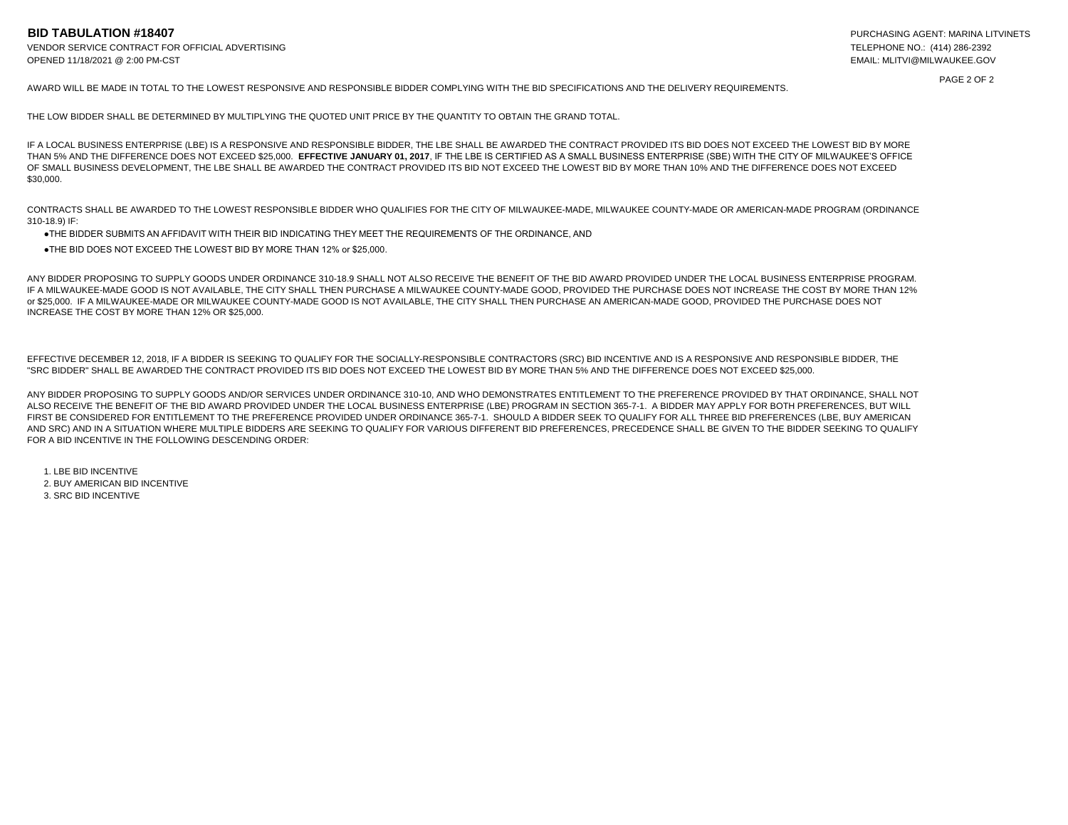# BID TABULATION #18407

VENDOR SERVICE CONTRACT FOR OFFICIAL ADVERTISING
OPENED 11/18/2021 @ 2:00 PM-CST

PURCHASING AGENT: MARINA LITVINETS
TELEPHONE NO.: (414) 286-2392
EMAIL: MLITVI@MILWAUKEE.GOV

AWARD WILL BE MADE IN TOTAL TO THE LOWEST RESPONSIVE AND RESPONSIBLE BIDDER COMPLYING WITH THE BID SPECIFICATIONS AND THE DELIVERY REQUIREMENTS.

THE LOW BIDDER SHALL BE DETERMINED BY MULTIPLYING THE QUOTED UNIT PRICE BY THE QUANTITY TO OBTAIN THE GRAND TOTAL.

IF A LOCAL BUSINESS ENTERPRISE (LBE) IS A RESPONSIVE AND RESPONSIBLE BIDDER, THE LBE SHALL BE AWARDED THE CONTRACT PROVIDED ITS BID DOES NOT EXCEED THE LOWEST BID BY MORE THAN 5% AND THE DIFFERENCE DOES NOT EXCEED $25,000. **EFFECTIVE JANUARY 01, 2017**, IF THE LBE IS CERTIFIED AS A SMALL BUSINESS ENTERPRISE (SBE) WITH THE CITY OF MILWAUKEE'S OFFICE OF SMALL BUSINESS DEVELOPMENT, THE LBE SHALL BE AWARDED THE CONTRACT PROVIDED ITS BID NOT EXCEED THE LOWEST BID BY MORE THAN 10% AND THE DIFFERENCE DOES NOT EXCEED $30,000.

CONTRACTS SHALL BE AWARDED TO THE LOWEST RESPONSIBLE BIDDER WHO QUALIFIES FOR THE CITY OF MILWAUKEE-MADE, MILWAUKEE COUNTY-MADE OR AMERICAN-MADE PROGRAM (ORDINANCE 310-18.9) IF:

- THE BIDDER SUBMITS AN AFFIDAVIT WITH THEIR BID INDICATING THEY MEET THE REQUIREMENTS OF THE ORDINANCE, AND
- THE BID DOES NOT EXCEED THE LOWEST BID BY MORE THAN 12% or $25,000.

ANY BIDDER PROPOSING TO SUPPLY GOODS UNDER ORDINANCE 310-18.9 SHALL NOT ALSO RECEIVE THE BENEFIT OF THE BID AWARD PROVIDED UNDER THE LOCAL BUSINESS ENTERPRISE PROGRAM. IF A MILWAUKEE-MADE GOOD IS NOT AVAILABLE, THE CITY SHALL THEN PURCHASE A MILWAUKEE COUNTY-MADE GOOD, PROVIDED THE PURCHASE DOES NOT INCREASE THE COST BY MORE THAN 12% or $25,000. IF A MILWAUKEE-MADE OR MILWAUKEE COUNTY-MADE GOOD IS NOT AVAILABLE, THE CITY SHALL THEN PURCHASE AN AMERICAN-MADE GOOD, PROVIDED THE PURCHASE DOES NOT INCREASE THE COST BY MORE THAN 12% OR $25,000.

EFFECTIVE DECEMBER 12, 2018, IF A BIDDER IS SEEKING TO QUALIFY FOR THE SOCIALLY-RESPONSIBLE CONTRACTORS (SRC) BID INCENTIVE AND IS A RESPONSIVE AND RESPONSIBLE BIDDER, THE "SRC BIDDER" SHALL BE AWARDED THE CONTRACT PROVIDED ITS BID DOES NOT EXCEED THE LOWEST BID BY MORE THAN 5% AND THE DIFFERENCE DOES NOT EXCEED $25,000.

ANY BIDDER PROPOSING TO SUPPLY GOODS AND/OR SERVICES UNDER ORDINANCE 310-10, AND WHO DEMONSTRATES ENTITLEMENT TO THE PREFERENCE PROVIDED BY THAT ORDINANCE, SHALL NOT ALSO RECEIVE THE BENEFIT OF THE BID AWARD PROVIDED UNDER THE LOCAL BUSINESS ENTERPRISE (LBE) PROGRAM IN SECTION 365-7-1. A BIDDER MAY APPLY FOR BOTH PREFERENCES, BUT WILL FIRST BE CONSIDERED FOR ENTITLEMENT TO THE PREFERENCE PROVIDED UNDER ORDINANCE 365-7-1. SHOULD A BIDDER SEEK TO QUALIFY FOR ALL THREE BID PREFERENCES (LBE, BUY AMERICAN AND SRC) AND IN A SITUATION WHERE MULTIPLE BIDDERS ARE SEEKING TO QUALIFY FOR VARIOUS DIFFERENT BID PREFERENCES, PRECEDENCE SHALL BE GIVEN TO THE BIDDER SEEKING TO QUALIFY FOR A BID INCENTIVE IN THE FOLLOWING DESCENDING ORDER:

1. LBE BID INCENTIVE
2. BUY AMERICAN BID INCENTIVE
3. SRC BID INCENTIVE